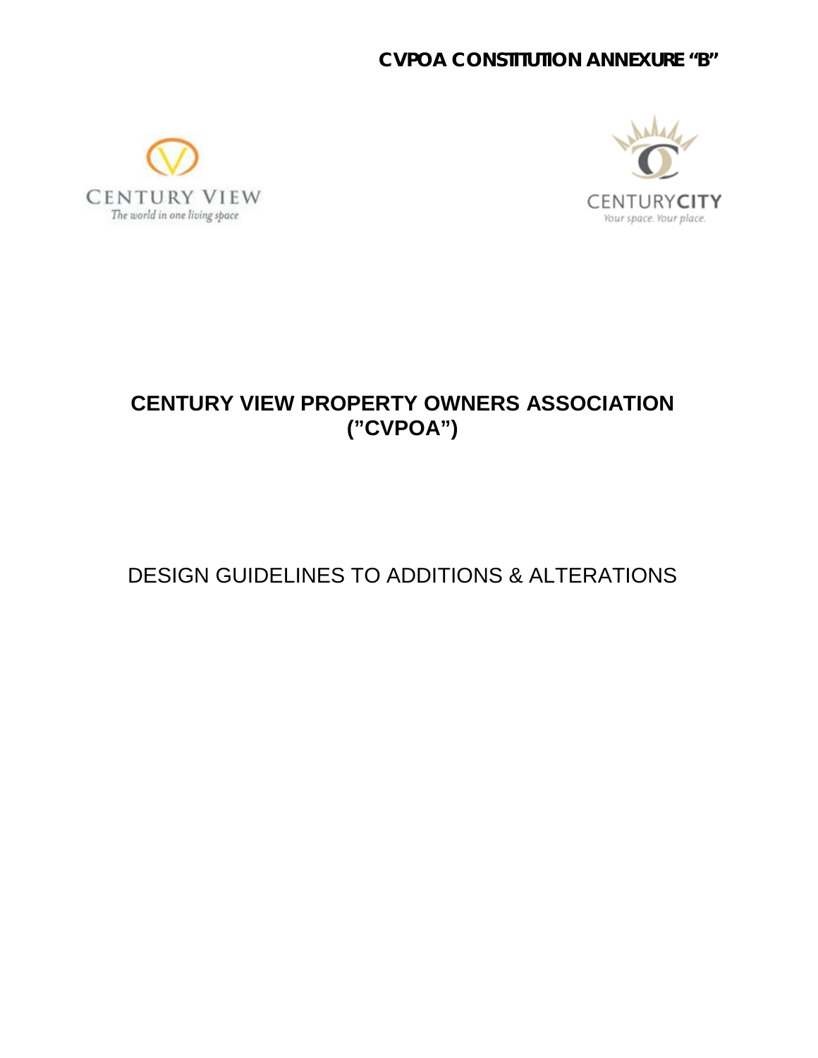**CVPOA CONSTITUTION ANNEXURE "B"**

CENTURY VIEW
The world in one living space

CENTURYCITY
Your space. Your place.

# CENTURY VIEW PROPERTY OWNERS ASSOCIATION ("CVPOA")

## DESIGN GUIDELINES TO ADDITIONS & ALTERATIONS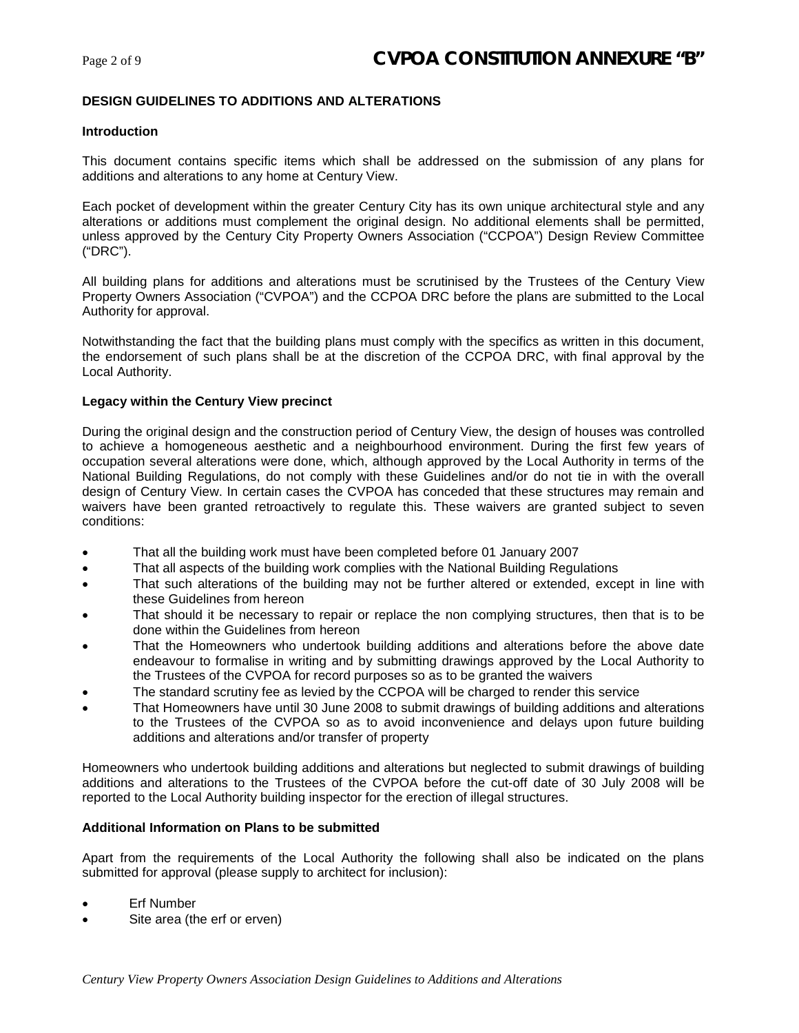## DESIGN GUIDELINES TO ADDITIONS AND ALTERATIONS

### Introduction

This document contains specific items which shall be addressed on the submission of any plans for additions and alterations to any home at Century View.

Each pocket of development within the greater Century City has its own unique architectural style and any alterations or additions must complement the original design. No additional elements shall be permitted, unless approved by the Century City Property Owners Association ("CCPOA") Design Review Committee ("DRC").

All building plans for additions and alterations must be scrutinised by the Trustees of the Century View Property Owners Association ("CVPOA") and the CCPOA DRC before the plans are submitted to the Local Authority for approval.

Notwithstanding the fact that the building plans must comply with the specifics as written in this document, the endorsement of such plans shall be at the discretion of the CCPOA DRC, with final approval by the Local Authority.

### Legacy within the Century View precinct

During the original design and the construction period of Century View, the design of houses was controlled to achieve a homogeneous aesthetic and a neighbourhood environment. During the first few years of occupation several alterations were done, which, although approved by the Local Authority in terms of the National Building Regulations, do not comply with these Guidelines and/or do not tie in with the overall design of Century View. In certain cases the CVPOA has conceded that these structures may remain and waivers have been granted retroactively to regulate this. These waivers are granted subject to seven conditions:

- That all the building work must have been completed before 01 January 2007
- That all aspects of the building work complies with the National Building Regulations
- That such alterations of the building may not be further altered or extended, except in line with these Guidelines from hereon
- That should it be necessary to repair or replace the non complying structures, then that is to be done within the Guidelines from hereon
- That the Homeowners who undertook building additions and alterations before the above date endeavour to formalise in writing and by submitting drawings approved by the Local Authority to the Trustees of the CVPOA for record purposes so as to be granted the waivers
- The standard scrutiny fee as levied by the CCPOA will be charged to render this service
- That Homeowners have until 30 June 2008 to submit drawings of building additions and alterations to the Trustees of the CVPOA so as to avoid inconvenience and delays upon future building additions and alterations and/or transfer of property

Homeowners who undertook building additions and alterations but neglected to submit drawings of building additions and alterations to the Trustees of the CVPOA before the cut-off date of 30 July 2008 will be reported to the Local Authority building inspector for the erection of illegal structures.

### Additional Information on Plans to be submitted

Apart from the requirements of the Local Authority the following shall also be indicated on the plans submitted for approval (please supply to architect for inclusion):

- Erf Number
- Site area (the erf or erven)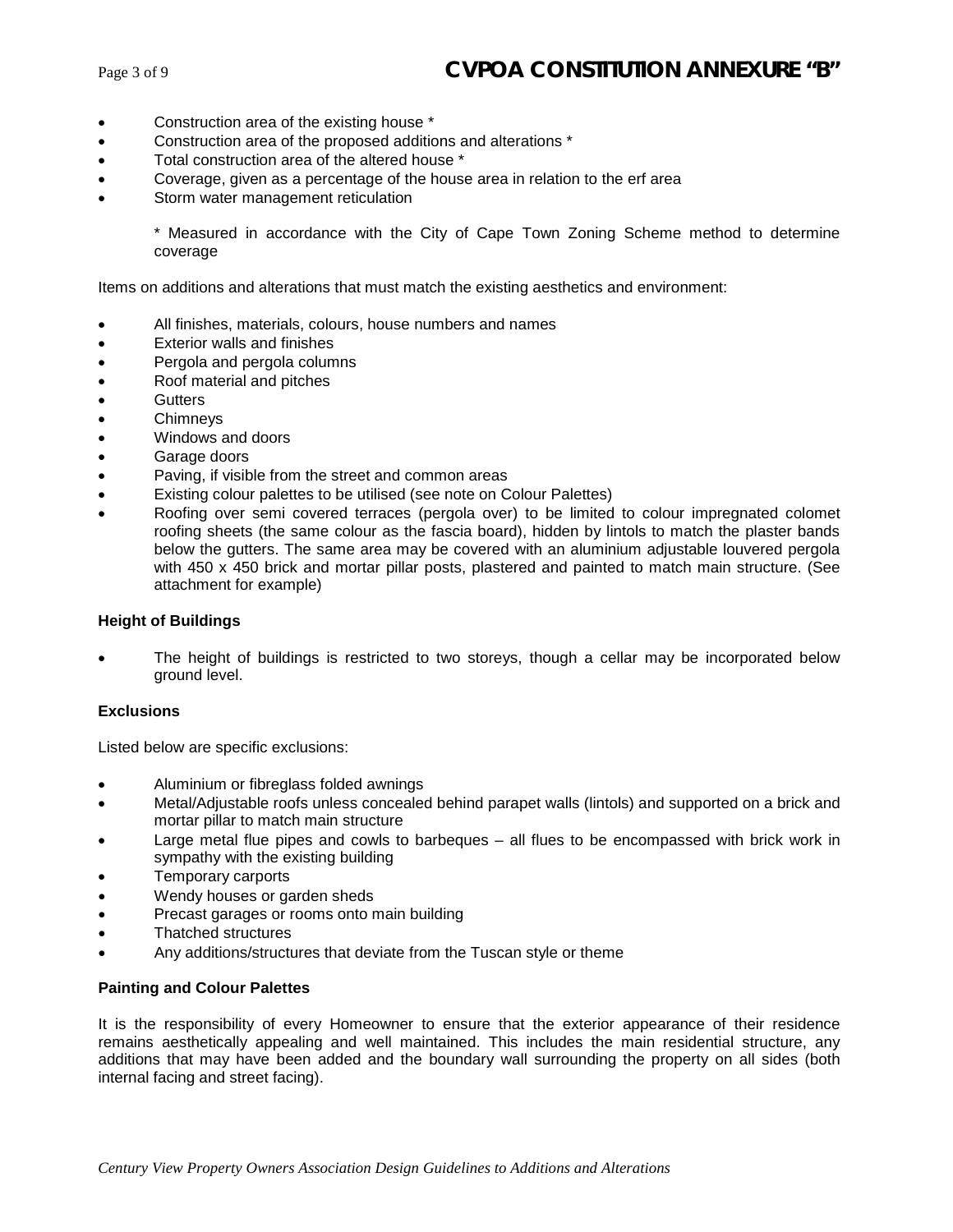- Construction area of the existing house *
- Construction area of the proposed additions and alterations *
- Total construction area of the altered house *
- Coverage, given as a percentage of the house area in relation to the erf area
- Storm water management reticulation

  * Measured in accordance with the City of Cape Town Zoning Scheme method to determine coverage

Items on additions and alterations that must match the existing aesthetics and environment:

- All finishes, materials, colours, house numbers and names
- Exterior walls and finishes
- Pergola and pergola columns
- Roof material and pitches
- Gutters
- Chimneys
- Windows and doors
- Garage doors
- Paving, if visible from the street and common areas
- Existing colour palettes to be utilised (see note on Colour Palettes)
- Roofing over semi covered terraces (pergola over) to be limited to colour impregnated colomet roofing sheets (the same colour as the fascia board), hidden by lintols to match the plaster bands below the gutters. The same area may be covered with an aluminium adjustable louvered pergola with 450 x 450 brick and mortar pillar posts, plastered and painted to match main structure. (See attachment for example)

**Height of Buildings**

- The height of buildings is restricted to two storeys, though a cellar may be incorporated below ground level.

**Exclusions**

Listed below are specific exclusions:

- Aluminium or fibreglass folded awnings
- Metal/Adjustable roofs unless concealed behind parapet walls (lintols) and supported on a brick and mortar pillar to match main structure
- Large metal flue pipes and cowls to barbeques – all flues to be encompassed with brick work in sympathy with the existing building
- Temporary carports
- Wendy houses or garden sheds
- Precast garages or rooms onto main building
- Thatched structures
- Any additions/structures that deviate from the Tuscan style or theme

**Painting and Colour Palettes**

It is the responsibility of every Homeowner to ensure that the exterior appearance of their residence remains aesthetically appealing and well maintained. This includes the main residential structure, any additions that may have been added and the boundary wall surrounding the property on all sides (both internal facing and street facing).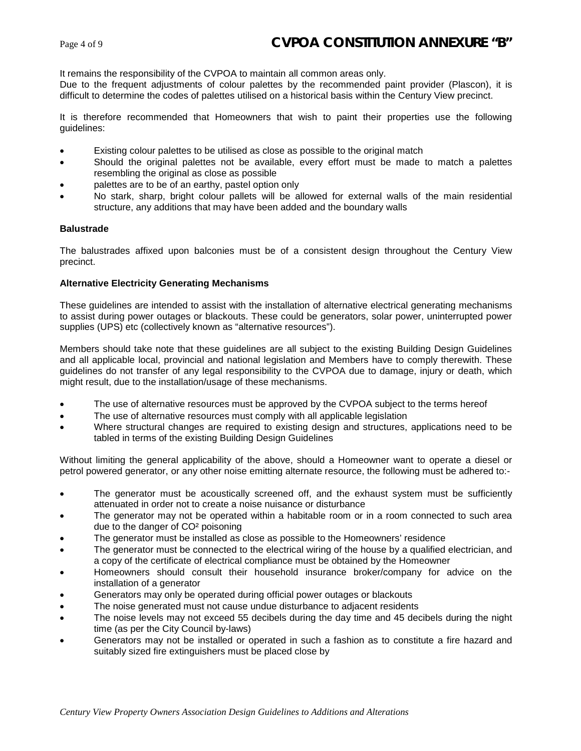It remains the responsibility of the CVPOA to maintain all common areas only.
Due to the frequent adjustments of colour palettes by the recommended paint provider (Plascon), it is difficult to determine the codes of palettes utilised on a historical basis within the Century View precinct.

It is therefore recommended that Homeowners that wish to paint their properties use the following guidelines:

- Existing colour palettes to be utilised as close as possible to the original match
- Should the original palettes not be available, every effort must be made to match a palettes resembling the original as close as possible
- palettes are to be of an earthy, pastel option only
- No stark, sharp, bright colour pallets will be allowed for external walls of the main residential structure, any additions that may have been added and the boundary walls

**Balustrade**

The balustrades affixed upon balconies must be of a consistent design throughout the Century View precinct.

**Alternative Electricity Generating Mechanisms**

These guidelines are intended to assist with the installation of alternative electrical generating mechanisms to assist during power outages or blackouts. These could be generators, solar power, uninterrupted power supplies (UPS) etc (collectively known as "alternative resources").

Members should take note that these guidelines are all subject to the existing Building Design Guidelines and all applicable local, provincial and national legislation and Members have to comply therewith. These guidelines do not transfer of any legal responsibility to the CVPOA due to damage, injury or death, which might result, due to the installation/usage of these mechanisms.

- The use of alternative resources must be approved by the CVPOA subject to the terms hereof
- The use of alternative resources must comply with all applicable legislation
- Where structural changes are required to existing design and structures, applications need to be tabled in terms of the existing Building Design Guidelines

Without limiting the general applicability of the above, should a Homeowner want to operate a diesel or petrol powered generator, or any other noise emitting alternate resource, the following must be adhered to:-

- The generator must be acoustically screened off, and the exhaust system must be sufficiently attenuated in order not to create a noise nuisance or disturbance
- The generator may not be operated within a habitable room or in a room connected to such area due to the danger of $CO^2$ poisoning
- The generator must be installed as close as possible to the Homeowners' residence
- The generator must be connected to the electrical wiring of the house by a qualified electrician, and a copy of the certificate of electrical compliance must be obtained by the Homeowner
- Homeowners should consult their household insurance broker/company for advice on the installation of a generator
- Generators may only be operated during official power outages or blackouts
- The noise generated must not cause undue disturbance to adjacent residents
- The noise levels may not exceed 55 decibels during the day time and 45 decibels during the night time (as per the City Council by-laws)
- Generators may not be installed or operated in such a fashion as to constitute a fire hazard and suitably sized fire extinguishers must be placed close by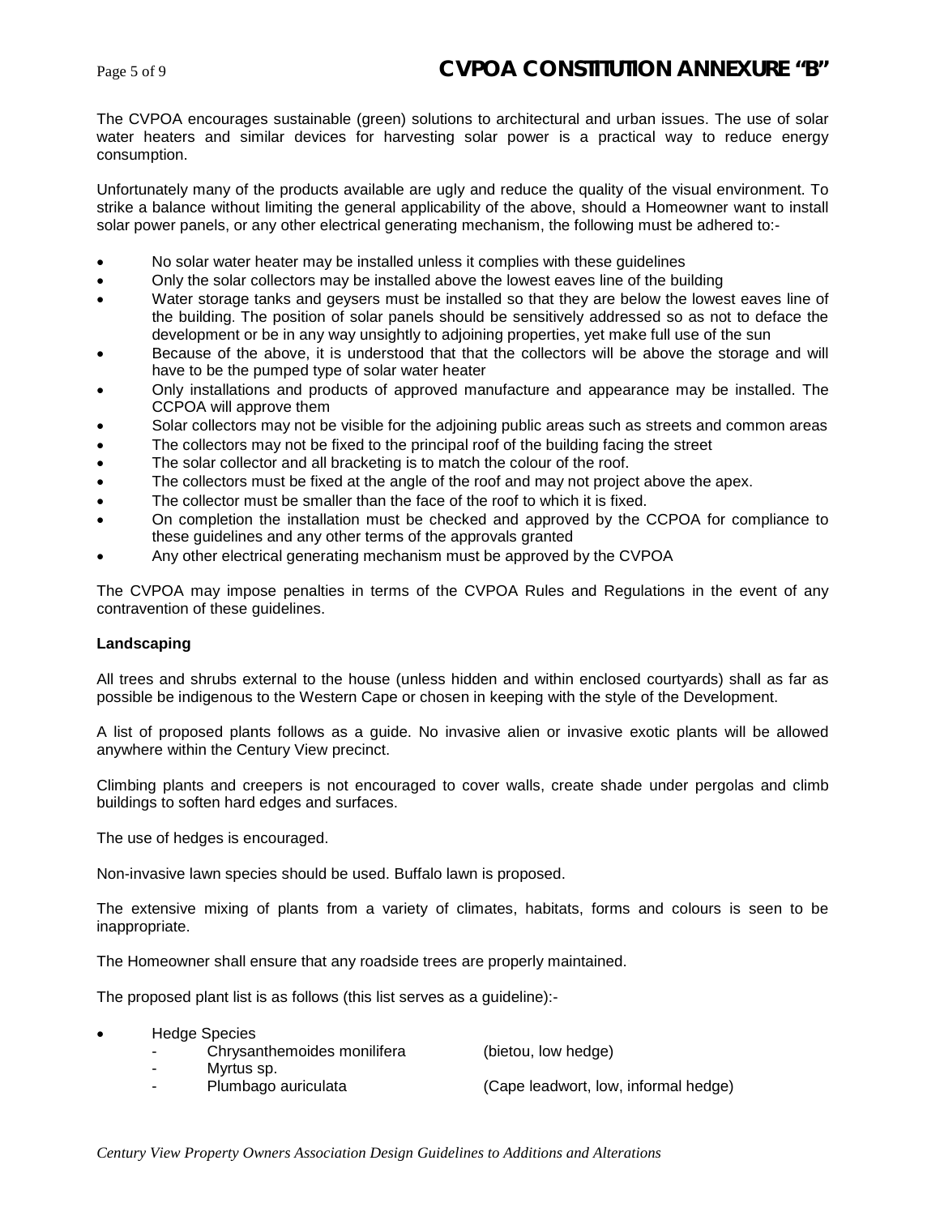The CVPOA encourages sustainable (green) solutions to architectural and urban issues. The use of solar water heaters and similar devices for harvesting solar power is a practical way to reduce energy consumption.

Unfortunately many of the products available are ugly and reduce the quality of the visual environment. To strike a balance without limiting the general applicability of the above, should a Homeowner want to install solar power panels, or any other electrical generating mechanism, the following must be adhered to:-

- No solar water heater may be installed unless it complies with these guidelines
- Only the solar collectors may be installed above the lowest eaves line of the building
- Water storage tanks and geysers must be installed so that they are below the lowest eaves line of the building. The position of solar panels should be sensitively addressed so as not to deface the development or be in any way unsightly to adjoining properties, yet make full use of the sun
- Because of the above, it is understood that that the collectors will be above the storage and will have to be the pumped type of solar water heater
- Only installations and products of approved manufacture and appearance may be installed. The CCPOA will approve them
- Solar collectors may not be visible for the adjoining public areas such as streets and common areas
- The collectors may not be fixed to the principal roof of the building facing the street
- The solar collector and all bracketing is to match the colour of the roof.
- The collectors must be fixed at the angle of the roof and may not project above the apex.
- The collector must be smaller than the face of the roof to which it is fixed.
- On completion the installation must be checked and approved by the CCPOA for compliance to these guidelines and any other terms of the approvals granted
- Any other electrical generating mechanism must be approved by the CVPOA

The CVPOA may impose penalties in terms of the CVPOA Rules and Regulations in the event of any contravention of these guidelines.

**Landscaping**

All trees and shrubs external to the house (unless hidden and within enclosed courtyards) shall as far as possible be indigenous to the Western Cape or chosen in keeping with the style of the Development.

A list of proposed plants follows as a guide. No invasive alien or invasive exotic plants will be allowed anywhere within the Century View precinct.

Climbing plants and creepers is not encouraged to cover walls, create shade under pergolas and climb buildings to soften hard edges and surfaces.

The use of hedges is encouraged.

Non-invasive lawn species should be used. Buffalo lawn is proposed.

The extensive mixing of plants from a variety of climates, habitats, forms and colours is seen to be inappropriate.

The Homeowner shall ensure that any roadside trees are properly maintained.

The proposed plant list is as follows (this list serves as a guideline):-

- Hedge Species
  - Chrysanthemoides monilifera (bietou, low hedge)
  - Myrtus sp.
  - Plumbago auriculata (Cape leadwort, low, informal hedge)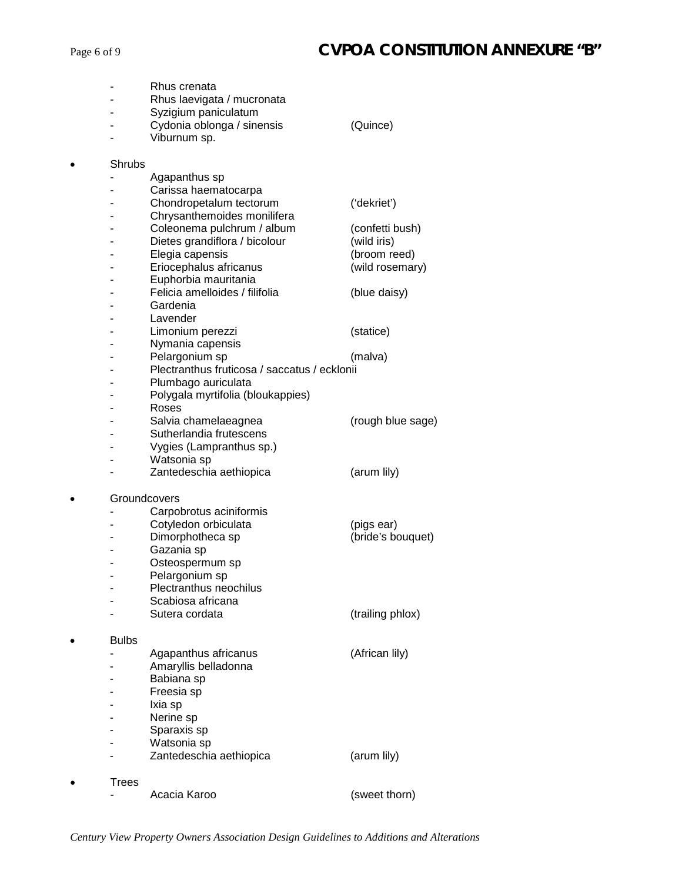- Rhus crenata
- Rhus laevigata / mucronata
- Syzigium paniculatum
- Cydonia oblonga / sinensis (Quince)
- Viburnum sp.

- Shrubs
  - Agapanthus sp
  - Carissa haematocarpa
  - Chondropetalum tectorum ('dekriet')
  - Chrysanthemoides monilifera
  - Coleonema pulchrum / album (confetti bush)
  - Dietes grandiflora / bicolour (wild iris)
  - Elegia capensis (broom reed)
  - Eriocephalus africanus (wild rosemary)
  - Euphorbia mauritania
  - Felicia amelloides / filifolia (blue daisy)
  - Gardenia
  - Lavender
  - Limonium perezzi (statice)
  - Nymania capensis
  - Pelargonium sp (malva)
  - Plectranthus fruticosa / saccatus / ecklonii
  - Plumbago auriculata
  - Polygala myrtifolia (bloukappies)
  - Roses
  - Salvia chamelaeagnea (rough blue sage)
  - Sutherlandia frutescens
  - Vygies (Lampranthus sp.)
  - Watsonia sp
  - Zantedeschia aethiopica (arum lily)

- Groundcovers
  - Carpobrotus aciniformis
  - Cotyledon orbiculata (pigs ear)
  - Dimorphotheca sp (bride's bouquet)
  - Gazania sp
  - Osteospermum sp
  - Pelargonium sp
  - Plectranthus neochilus
  - Scabiosa africana
  - Sutera cordata (trailing phlox)

- Bulbs
  - Agapanthus africanus (African lily)
  - Amaryllis belladonna
  - Babiana sp
  - Freesia sp
  - Ixia sp
  - Nerine sp
  - Sparaxis sp
  - Watsonia sp
  - Zantedeschia aethiopica (arum lily)

- Trees
  - Acacia Karoo (sweet thorn)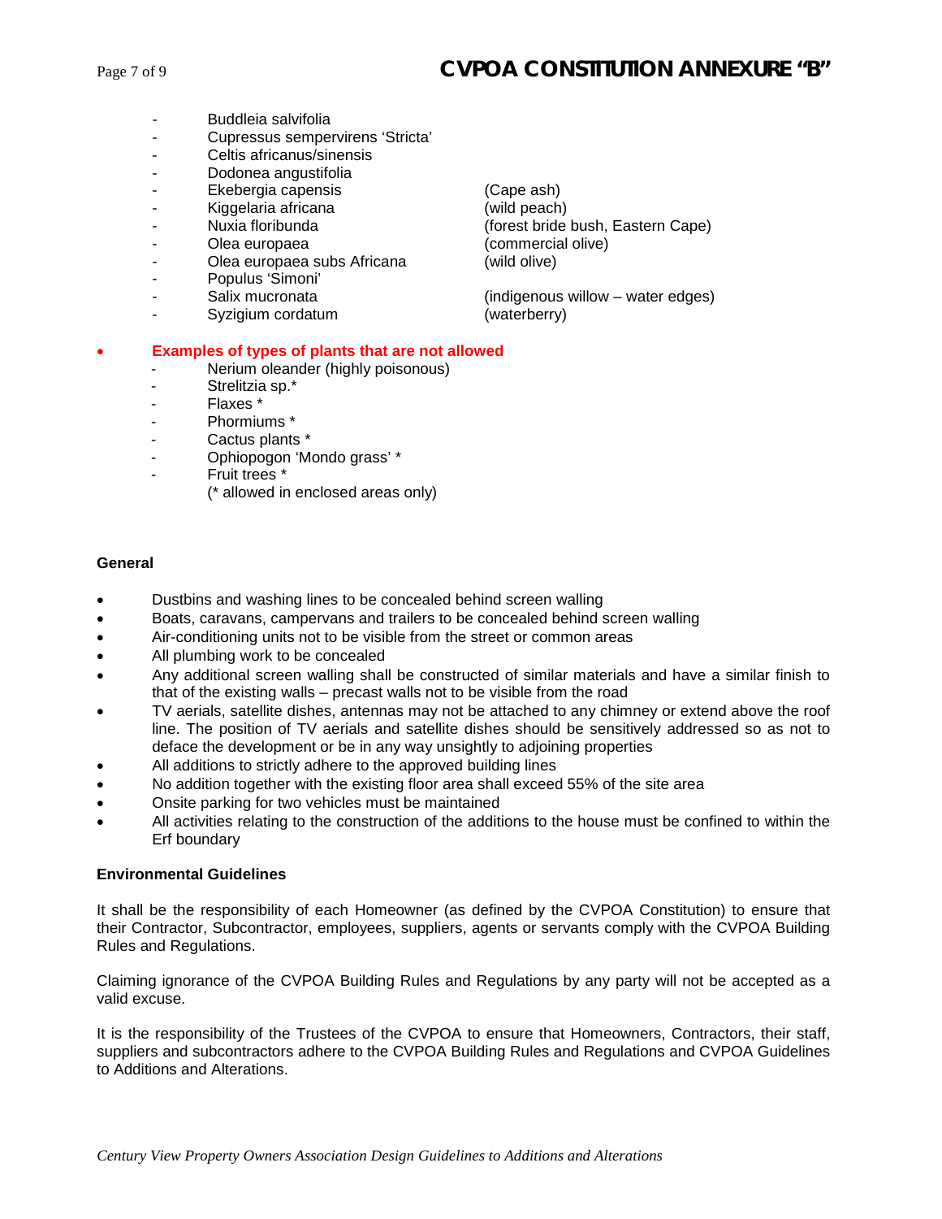- Buddleia salvifolia
- Cupressus sempervirens 'Stricta'
- Celtis africanus/sinensis
- Dodonea angustifolia
- Ekebergia capensis (Cape ash)
- Kiggelaria africana (wild peach)
- Nuxia floribunda (forest bride bush, Eastern Cape)
- Olea europaea (commercial olive)
- Olea europaea subs Africana (wild olive)
- Populus 'Simoni'
- Salix mucronata (indigenous willow – water edges)
- Syzigium cordatum (waterberry)

- **Examples of types of plants that are not allowed**
  - Nerium oleander (highly poisonous)
  - Strelitzia sp.*
  - Flaxes *
  - Phormiums *
  - Cactus plants *
  - Ophiopogon 'Mondo grass' *
  - Fruit trees *

  (* allowed in enclosed areas only)

**General**

- Dustbins and washing lines to be concealed behind screen walling
- Boats, caravans, campervans and trailers to be concealed behind screen walling
- Air-conditioning units not to be visible from the street or common areas
- All plumbing work to be concealed
- Any additional screen walling shall be constructed of similar materials and have a similar finish to that of the existing walls – precast walls not to be visible from the road
- TV aerials, satellite dishes, antennas may not be attached to any chimney or extend above the roof line. The position of TV aerials and satellite dishes should be sensitively addressed so as not to deface the development or be in any way unsightly to adjoining properties
- All additions to strictly adhere to the approved building lines
- No addition together with the existing floor area shall exceed 55% of the site area
- Onsite parking for two vehicles must be maintained
- All activities relating to the construction of the additions to the house must be confined to within the Erf boundary

**Environmental Guidelines**

It shall be the responsibility of each Homeowner (as defined by the CVPOA Constitution) to ensure that their Contractor, Subcontractor, employees, suppliers, agents or servants comply with the CVPOA Building Rules and Regulations.

Claiming ignorance of the CVPOA Building Rules and Regulations by any party will not be accepted as a valid excuse.

It is the responsibility of the Trustees of the CVPOA to ensure that Homeowners, Contractors, their staff, suppliers and subcontractors adhere to the CVPOA Building Rules and Regulations and CVPOA Guidelines to Additions and Alterations.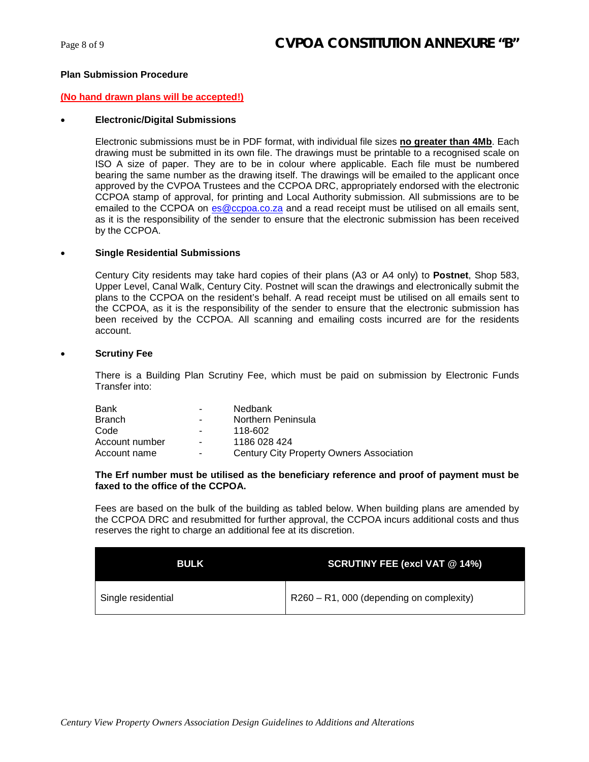**Plan Submission Procedure**

**(No hand drawn plans will be accepted!)**

- **Electronic/Digital Submissions**

  Electronic submissions must be in PDF format, with individual file sizes **no greater than 4Mb**. Each drawing must be submitted in its own file. The drawings must be printable to a recognised scale on ISO A size of paper. They are to be in colour where applicable. Each file must be numbered bearing the same number as the drawing itself. The drawings will be emailed to the applicant once approved by the CVPOA Trustees and the CCPOA DRC, appropriately endorsed with the electronic CCPOA stamp of approval, for printing and Local Authority submission. All submissions are to be emailed to the CCPOA on es@ccpoa.co.za and a read receipt must be utilised on all emails sent, as it is the responsibility of the sender to ensure that the electronic submission has been received by the CCPOA.

- **Single Residential Submissions**

  Century City residents may take hard copies of their plans (A3 or A4 only) to **Postnet**, Shop 583, Upper Level, Canal Walk, Century City. Postnet will scan the drawings and electronically submit the plans to the CCPOA on the resident's behalf. A read receipt must be utilised on all emails sent to the CCPOA, as it is the responsibility of the sender to ensure that the electronic submission has been received by the CCPOA. All scanning and emailing costs incurred are for the residents account.

- **Scrutiny Fee**

  There is a Building Plan Scrutiny Fee, which must be paid on submission by Electronic Funds Transfer into:

  Bank - Nedbank
  Branch - Northern Peninsula
  Code - 118-602
  Account number - 1186 028 424
  Account name - Century City Property Owners Association

  **The Erf number must be utilised as the beneficiary reference and proof of payment must be faxed to the office of the CCPOA.**

  Fees are based on the bulk of the building as tabled below. When building plans are amended by the CCPOA DRC and resubmitted for further approval, the CCPOA incurs additional costs and thus reserves the right to charge an additional fee at its discretion.

| BULK | SCRUTINY FEE (excl VAT @ 14%) |
|---|---|
| Single residential | R260 – R1, 000 (depending on complexity) |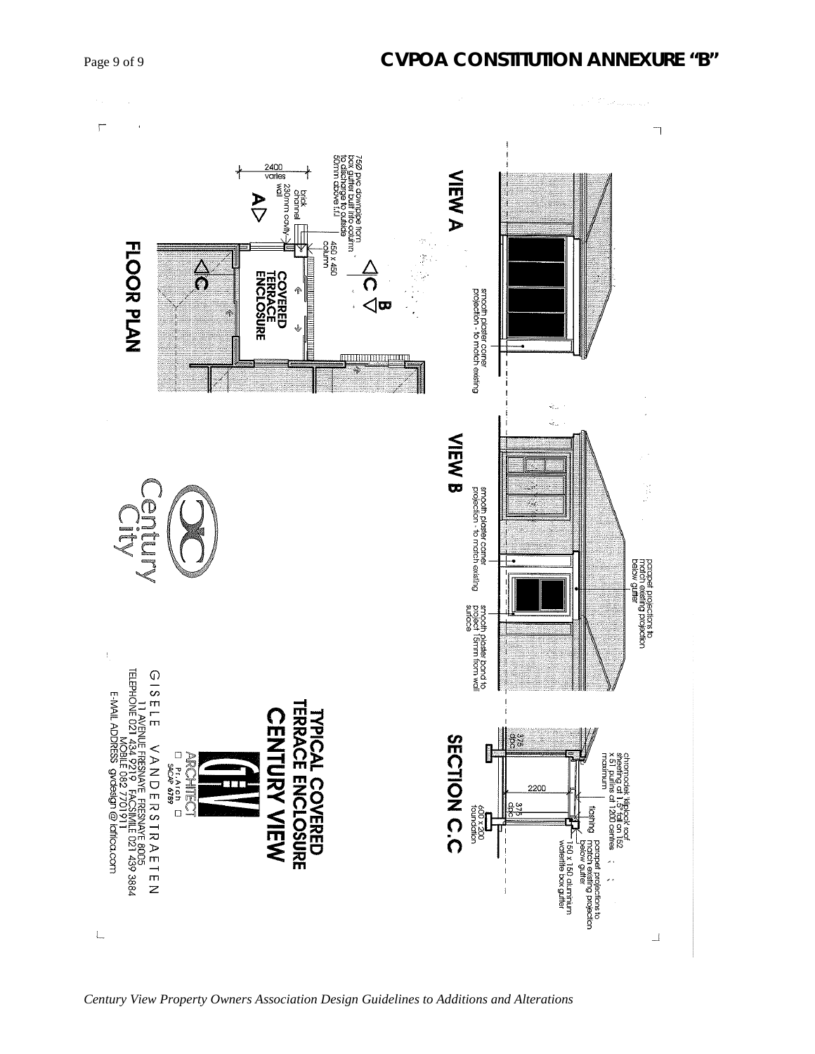# CVPOA CONSTITUTION ANNEXURE "B"

VIEW A

smooth plaster corner projection - to match existing

VIEW B

parapet projections to match existing projection below gutter

smooth plaster corner projection - to match existing

smooth plaster band to project 15mm from wall surface

SECTION C.C

chromodek 'kliplock' roof sheeting at 1.5° fall on 152 x 51 purlins at 1200 centres maximum

flashing

parapet projections to match existing projection below gutter

150 x 150 aluminium waterlite box gutter

2200

375 dpc

375 dpc

600 x 200 foundation

FLOOR PLAN

2400 varies

75Ø pvc downpipe from box gutter built into column to discharge to outside 50mm above f.f.l

brick channel

230mm cavity wall

450 x 450 column

COVERED TERRACE ENCLOSURE

A

B

C

Century City

TYPICAL COVERED TERRACE ENCLOSURE CENTURY VIEW

GVV ARCHITECT

Pr.Arch SACAP 6789

GISELE VANDERSTRAETEN
11 AVENUE FRESNAYE FRESNAYE 8005
TELEPHONE 021 434 9219 FACSIMILE 021 439 3884
MOBILE 082 7701911
E-MAIL ADDRESS gvdesign @ iafrica.com

*Century View Property Owners Association Design Guidelines to Additions and Alterations*